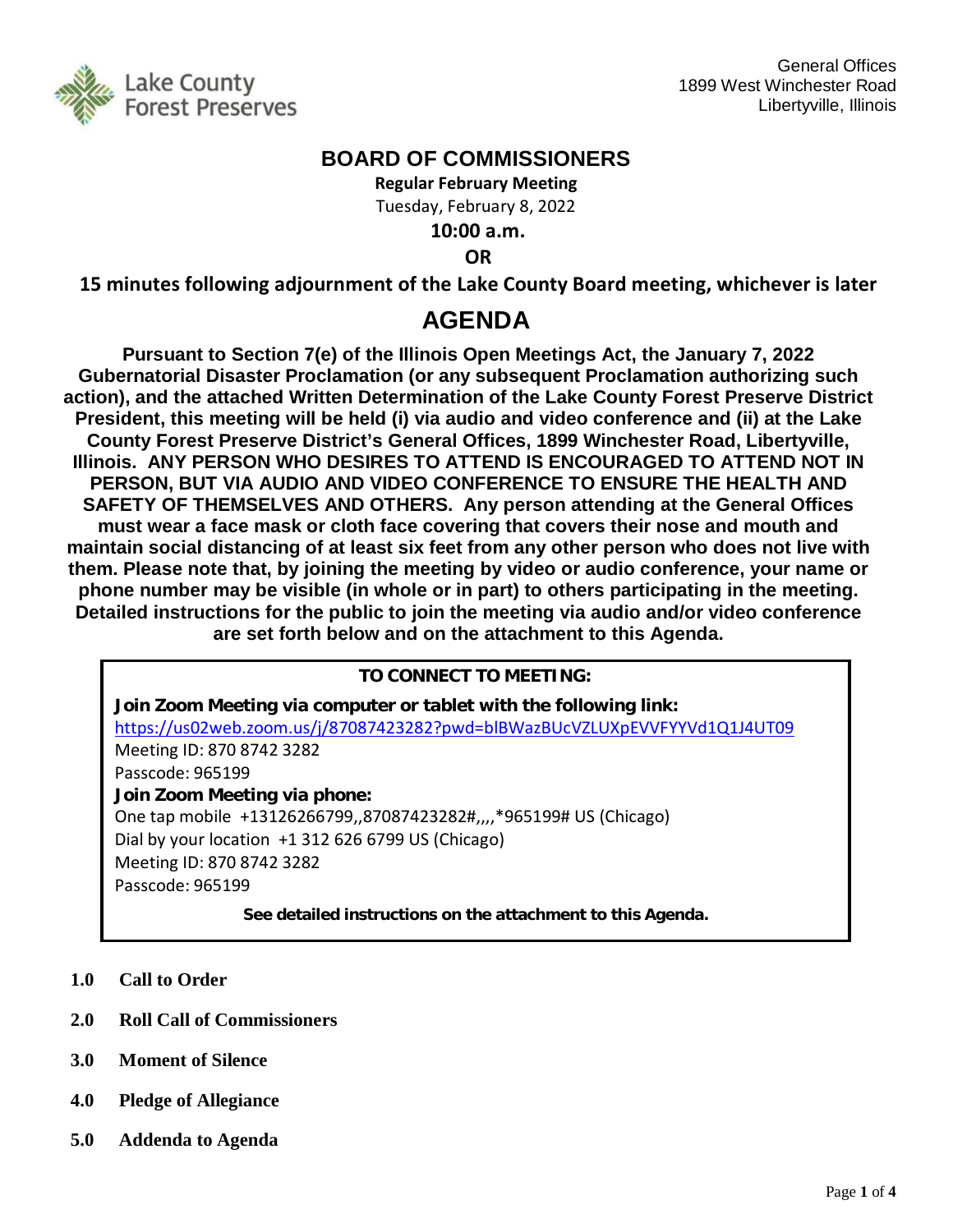Lake County Forest Preserves

General Offices
1899 West Winchester Road
Libertyville, Illinois

# BOARD OF COMMISSIONERS

**Regular February Meeting**

Tuesday, February 8, 2022

**10:00 a.m.**

**OR**

**15 minutes following adjournment of the Lake County Board meeting, whichever is later**

# AGENDA

**Pursuant to Section 7(e) of the Illinois Open Meetings Act, the January 7, 2022 Gubernatorial Disaster Proclamation (or any subsequent Proclamation authorizing such action), and the attached Written Determination of the Lake County Forest Preserve District President, this meeting will be held (i) via audio and video conference and (ii) at the Lake County Forest Preserve District's General Offices, 1899 Winchester Road, Libertyville, Illinois. ANY PERSON WHO DESIRES TO ATTEND IS ENCOURAGED TO ATTEND NOT IN PERSON, BUT VIA AUDIO AND VIDEO CONFERENCE TO ENSURE THE HEALTH AND SAFETY OF THEMSELVES AND OTHERS. Any person attending at the General Offices must wear a face mask or cloth face covering that covers their nose and mouth and maintain social distancing of at least six feet from any other person who does not live with them. Please note that, by joining the meeting by video or audio conference, your name or phone number may be visible (in whole or in part) to others participating in the meeting. Detailed instructions for the public to join the meeting via audio and/or video conference are set forth below and on the attachment to this Agenda.**

**TO CONNECT TO MEETING:**

**Join Zoom Meeting via computer or tablet with the following link:**
https://us02web.zoom.us/j/87087423282?pwd=blBWazBUcVZLUXpEVVFYYVd1Q1J4UT09
Meeting ID: 870 8742 3282
Passcode: 965199

**Join Zoom Meeting via phone:**
One tap mobile +13126266799,,87087423282#,,,,*965199# US (Chicago)
Dial by your location +1 312 626 6799 US (Chicago)
Meeting ID: 870 8742 3282
Passcode: 965199

**See detailed instructions on the attachment to this Agenda.**

**1.0 Call to Order**

**2.0 Roll Call of Commissioners**

**3.0 Moment of Silence**

**4.0 Pledge of Allegiance**

**5.0 Addenda to Agenda**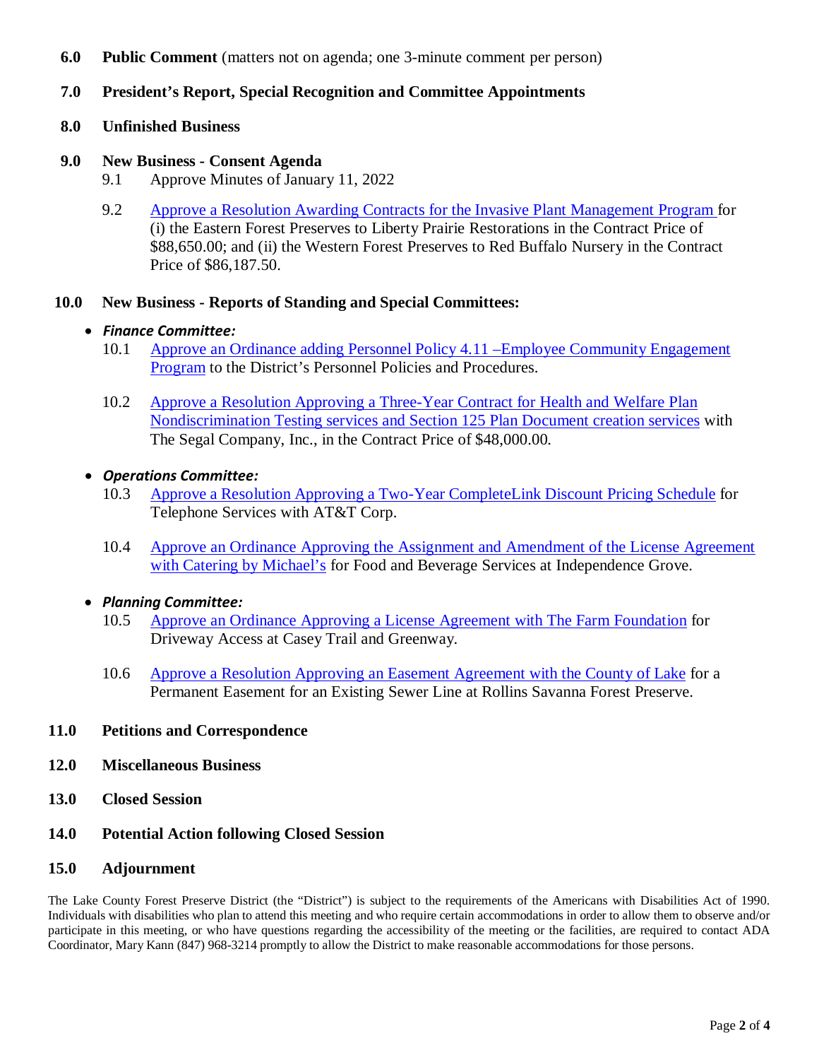**6.0 Public Comment** (matters not on agenda; one 3-minute comment per person)

**7.0 President's Report, Special Recognition and Committee Appointments**

**8.0 Unfinished Business**

**9.0 New Business - Consent Agenda**

9.1 Approve Minutes of January 11, 2022

9.2 Approve a Resolution Awarding Contracts for the Invasive Plant Management Program for (i) the Eastern Forest Preserves to Liberty Prairie Restorations in the Contract Price of $88,650.00; and (ii) the Western Forest Preserves to Red Buffalo Nursery in the Contract Price of $86,187.50.

**10.0 New Business - Reports of Standing and Special Committees:**

- ***Finance Committee:***

10.1 Approve an Ordinance adding Personnel Policy 4.11 –Employee Community Engagement Program to the District's Personnel Policies and Procedures.

10.2 Approve a Resolution Approving a Three-Year Contract for Health and Welfare Plan Nondiscrimination Testing services and Section 125 Plan Document creation services with The Segal Company, Inc., in the Contract Price of $48,000.00.

- ***Operations Committee:***

10.3 Approve a Resolution Approving a Two-Year CompleteLink Discount Pricing Schedule for Telephone Services with AT&T Corp.

10.4 Approve an Ordinance Approving the Assignment and Amendment of the License Agreement with Catering by Michael's for Food and Beverage Services at Independence Grove.

- ***Planning Committee:***

10.5 Approve an Ordinance Approving a License Agreement with The Farm Foundation for Driveway Access at Casey Trail and Greenway.

10.6 Approve a Resolution Approving an Easement Agreement with the County of Lake for a Permanent Easement for an Existing Sewer Line at Rollins Savanna Forest Preserve.

**11.0 Petitions and Correspondence**

**12.0 Miscellaneous Business**

**13.0 Closed Session**

**14.0 Potential Action following Closed Session**

**15.0 Adjournment**

The Lake County Forest Preserve District (the "District") is subject to the requirements of the Americans with Disabilities Act of 1990. Individuals with disabilities who plan to attend this meeting and who require certain accommodations in order to allow them to observe and/or participate in this meeting, or who have questions regarding the accessibility of the meeting or the facilities, are required to contact ADA Coordinator, Mary Kann (847) 968-3214 promptly to allow the District to make reasonable accommodations for those persons.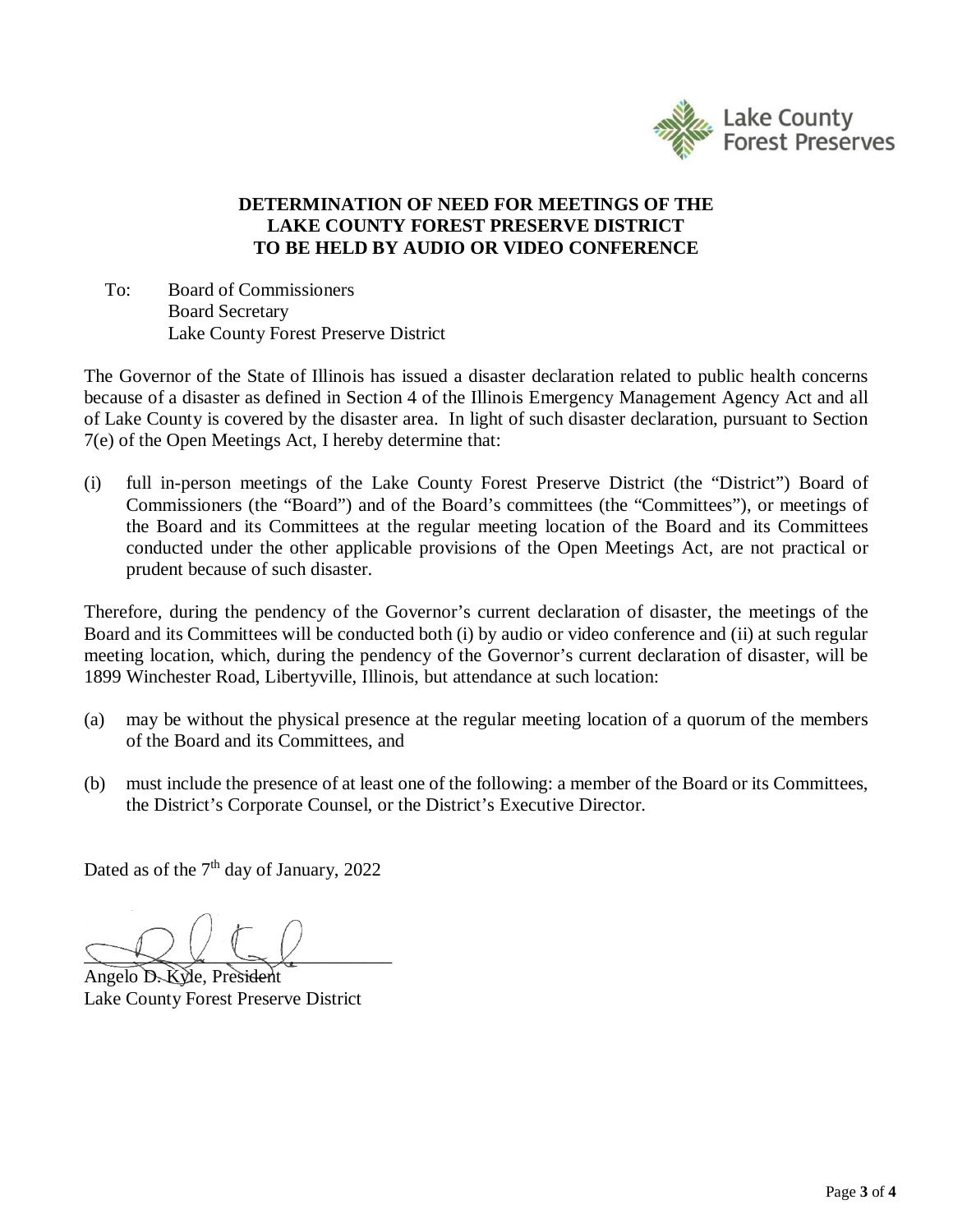Lake County Forest Preserves

**DETERMINATION OF NEED FOR MEETINGS OF THE LAKE COUNTY FOREST PRESERVE DISTRICT TO BE HELD BY AUDIO OR VIDEO CONFERENCE**

To: Board of Commissioners
Board Secretary
Lake County Forest Preserve District

The Governor of the State of Illinois has issued a disaster declaration related to public health concerns because of a disaster as defined in Section 4 of the Illinois Emergency Management Agency Act and all of Lake County is covered by the disaster area. In light of such disaster declaration, pursuant to Section 7(e) of the Open Meetings Act, I hereby determine that:

(i) full in-person meetings of the Lake County Forest Preserve District (the "District") Board of Commissioners (the "Board") and of the Board's committees (the "Committees"), or meetings of the Board and its Committees at the regular meeting location of the Board and its Committees conducted under the other applicable provisions of the Open Meetings Act, are not practical or prudent because of such disaster.

Therefore, during the pendency of the Governor's current declaration of disaster, the meetings of the Board and its Committees will be conducted both (i) by audio or video conference and (ii) at such regular meeting location, which, during the pendency of the Governor's current declaration of disaster, will be 1899 Winchester Road, Libertyville, Illinois, but attendance at such location:

(a) may be without the physical presence at the regular meeting location of a quorum of the members of the Board and its Committees, and

(b) must include the presence of at least one of the following: a member of the Board or its Committees, the District's Corporate Counsel, or the District's Executive Director.

Dated as of the 7th day of January, 2022

Angelo D. Kyle, President
Lake County Forest Preserve District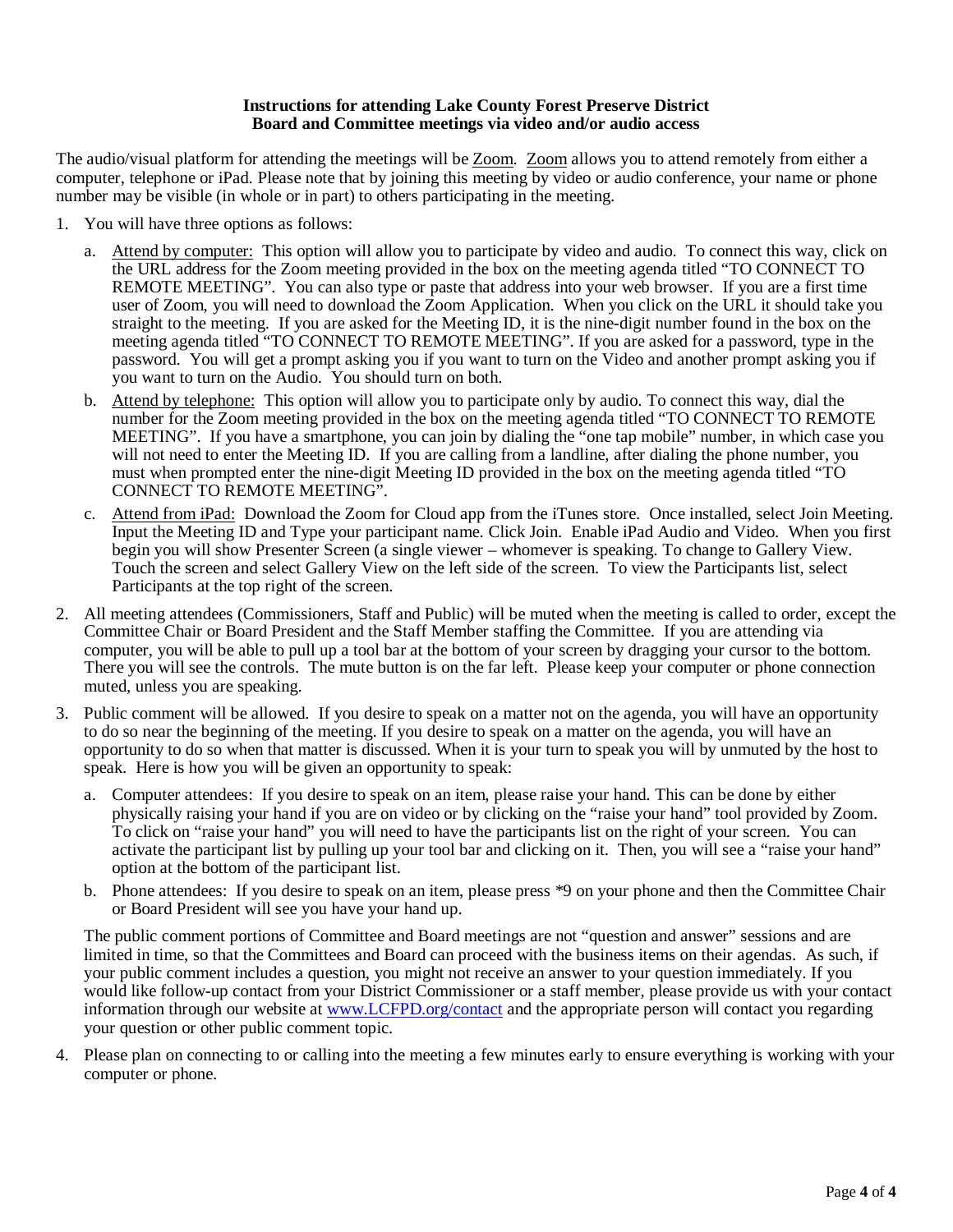**Instructions for attending Lake County Forest Preserve District Board and Committee meetings via video and/or audio access**

The audio/visual platform for attending the meetings will be Zoom. Zoom allows you to attend remotely from either a computer, telephone or iPad. Please note that by joining this meeting by video or audio conference, your name or phone number may be visible (in whole or in part) to others participating in the meeting.

1. You will have three options as follows:
   a. Attend by computer: This option will allow you to participate by video and audio. To connect this way, click on the URL address for the Zoom meeting provided in the box on the meeting agenda titled "TO CONNECT TO REMOTE MEETING". You can also type or paste that address into your web browser. If you are a first time user of Zoom, you will need to download the Zoom Application. When you click on the URL it should take you straight to the meeting. If you are asked for the Meeting ID, it is the nine-digit number found in the box on the meeting agenda titled "TO CONNECT TO REMOTE MEETING". If you are asked for a password, type in the password. You will get a prompt asking you if you want to turn on the Video and another prompt asking you if you want to turn on the Audio. You should turn on both.
   b. Attend by telephone: This option will allow you to participate only by audio. To connect this way, dial the number for the Zoom meeting provided in the box on the meeting agenda titled "TO CONNECT TO REMOTE MEETING". If you have a smartphone, you can join by dialing the "one tap mobile" number, in which case you will not need to enter the Meeting ID. If you are calling from a landline, after dialing the phone number, you must when prompted enter the nine-digit Meeting ID provided in the box on the meeting agenda titled "TO CONNECT TO REMOTE MEETING".
   c. Attend from iPad: Download the Zoom for Cloud app from the iTunes store. Once installed, select Join Meeting. Input the Meeting ID and Type your participant name. Click Join. Enable iPad Audio and Video. When you first begin you will show Presenter Screen (a single viewer – whomever is speaking. To change to Gallery View. Touch the screen and select Gallery View on the left side of the screen. To view the Participants list, select Participants at the top right of the screen.
2. All meeting attendees (Commissioners, Staff and Public) will be muted when the meeting is called to order, except the Committee Chair or Board President and the Staff Member staffing the Committee. If you are attending via computer, you will be able to pull up a tool bar at the bottom of your screen by dragging your cursor to the bottom. There you will see the controls. The mute button is on the far left. Please keep your computer or phone connection muted, unless you are speaking.
3. Public comment will be allowed. If you desire to speak on a matter not on the agenda, you will have an opportunity to do so near the beginning of the meeting. If you desire to speak on a matter on the agenda, you will have an opportunity to do so when that matter is discussed. When it is your turn to speak you will by unmuted by the host to speak. Here is how you will be given an opportunity to speak:
   a. Computer attendees: If you desire to speak on an item, please raise your hand. This can be done by either physically raising your hand if you are on video or by clicking on the "raise your hand" tool provided by Zoom. To click on "raise your hand" you will need to have the participants list on the right of your screen. You can activate the participant list by pulling up your tool bar and clicking on it. Then, you will see a "raise your hand" option at the bottom of the participant list.
   b. Phone attendees: If you desire to speak on an item, please press *9 on your phone and then the Committee Chair or Board President will see you have your hand up.

   The public comment portions of Committee and Board meetings are not "question and answer" sessions and are limited in time, so that the Committees and Board can proceed with the business items on their agendas. As such, if your public comment includes a question, you might not receive an answer to your question immediately. If you would like follow-up contact from your District Commissioner or a staff member, please provide us with your contact information through our website at [www.LCFPD.org/contact](www.LCFPD.org/contact) and the appropriate person will contact you regarding your question or other public comment topic.
4. Please plan on connecting to or calling into the meeting a few minutes early to ensure everything is working with your computer or phone.